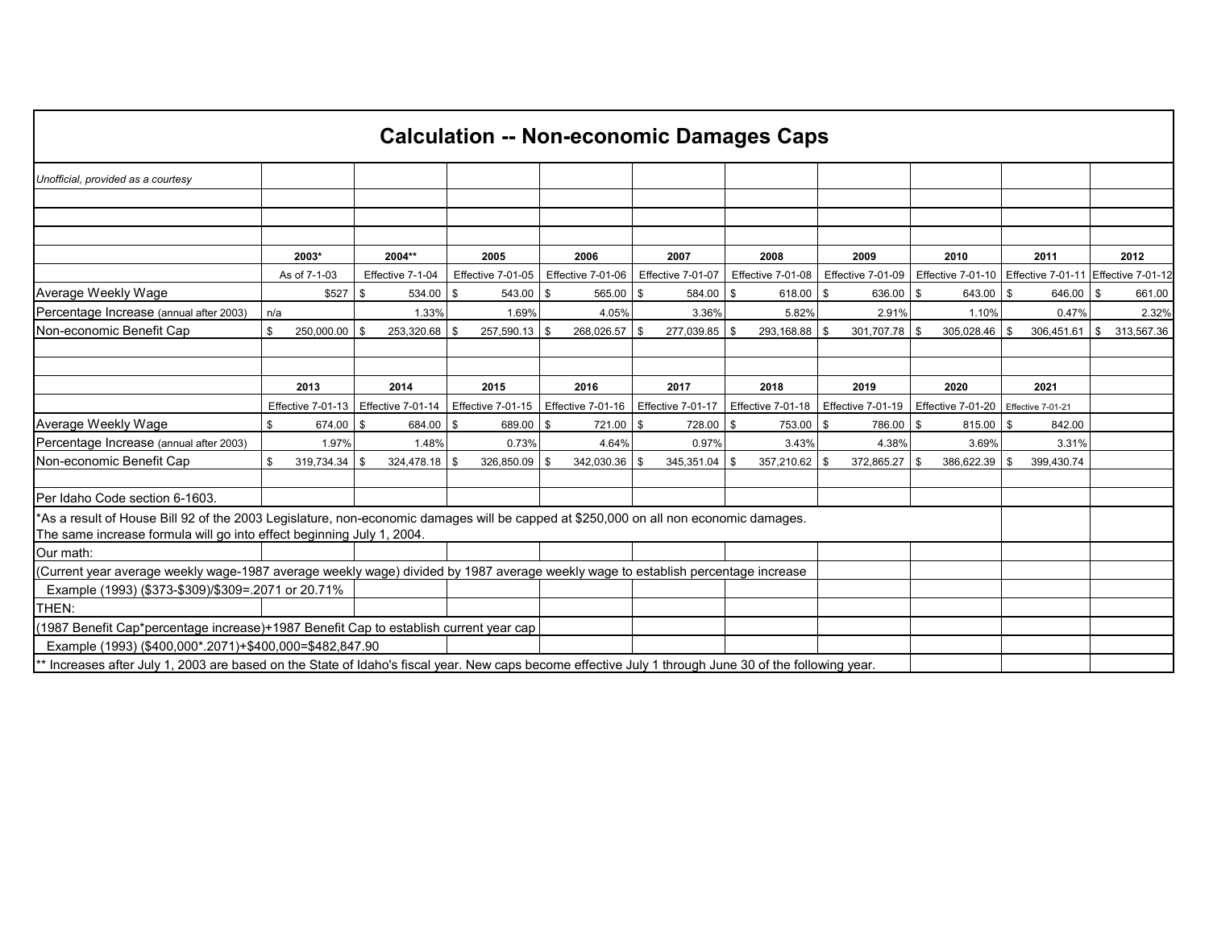# Calculation -- Non-economic Damages Caps

*Unofficial, provided as a courtesy*

| | 2003* | 2004** | 2005 | 2006 | 2007 | 2008 | 2009 | 2010 | 2011 | 2012 |
|---|---|---|---|---|---|---|---|---|---|---|
| | As of 7-1-03 | Effective 7-1-04 | Effective 7-01-05 | Effective 7-01-06 | Effective 7-01-07 | Effective 7-01-08 | Effective 7-01-09 | Effective 7-01-10 | Effective 7-01-11 | Effective 7-01-12 |
| Average Weekly Wage | $527 | $ 534.00 | $ 543.00 | $ 565.00 | $ 584.00 | $ 618.00 | $ 636.00 | $ 643.00 | $ 646.00 | $ 661.00 |
| Percentage Increase (annual after 2003) | n/a | 1.33% | 1.69% | 4.05% | 3.36% | 5.82% | 2.91% | 1.10% | 0.47% | 2.32% |
| Non-economic Benefit Cap | $ 250,000.00 | $ 253,320.68 | $ 257,590.13 | $ 268,026.57 | $ 277,039.85 | $ 293,168.88 | $ 301,707.78 | $ 305,028.46 | $ 306,451.61 | $ 313,567.36 |
| | | | | | | | | | | |
| | **2013** | **2014** | **2015** | **2016** | **2017** | **2018** | **2019** | **2020** | **2021** | |
| | Effective 7-01-13 | Effective 7-01-14 | Effective 7-01-15 | Effective 7-01-16 | Effective 7-01-17 | Effective 7-01-18 | Effective 7-01-19 | Effective 7-01-20 | Effective 7-01-21 | |
| Average Weekly Wage | $ 674.00 | $ 684.00 | $ 689.00 | $ 721.00 | $ 728.00 | $ 753.00 | $ 786.00 | $ 815.00 | $ 842.00 | |
| Percentage Increase (annual after 2003) | 1.97% | 1.48% | 0.73% | 4.64% | 0.97% | 3.43% | 4.38% | 3.69% | 3.31% | |
| Non-economic Benefit Cap | $ 319,734.34 | $ 324,478.18 | $ 326,850.09 | $ 342,030.36 | $ 345,351.04 | $ 357,210.62 | $ 372,865.27 | $ 386,622.39 | $ 399,430.74 | |

Per Idaho Code section 6-1603.

*As a result of House Bill 92 of the 2003 Legislature, non-economic damages will be capped at $250,000 on all non economic damages.
The same increase formula will go into effect beginning July 1, 2004.

Our math:

(Current year average weekly wage-1987 average weekly wage) divided by 1987 average weekly wage to establish percentage increase

Example (1993) ($373-$309)/$309=.2071 or 20.71%

THEN:

(1987 Benefit Cap*percentage increase)+1987 Benefit Cap to establish current year cap

Example (1993) ($400,000*.2071)+$400,000=$482,847.90

** Increases after July 1, 2003 are based on the State of Idaho's fiscal year. New caps become effective July 1 through June 30 of the following year.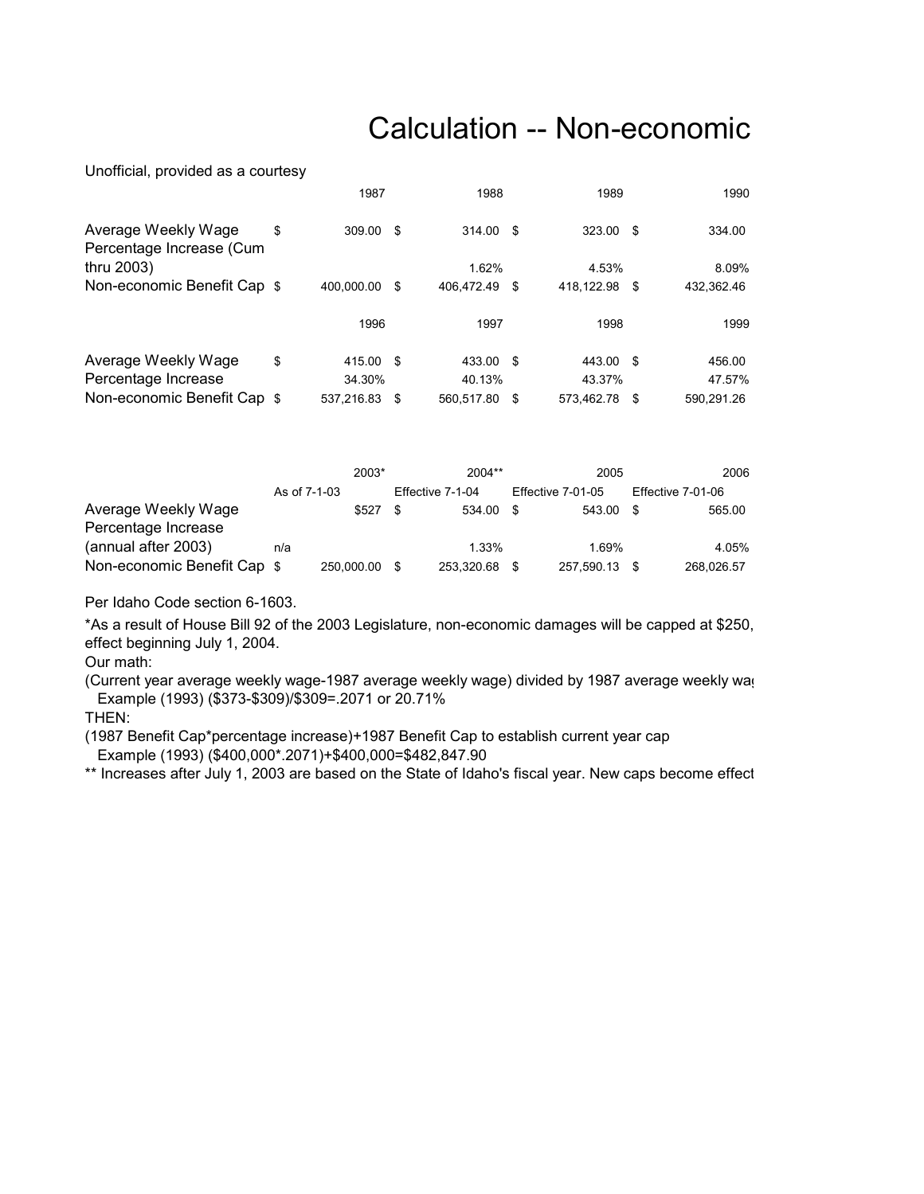# Calculation -- Non-economic

Unofficial, provided as a courtesy

| | 1987 | 1988 | 1989 | 1990 |
|---|---|---|---|---|
| Average Weekly Wage | $ 309.00 | $ 314.00 | $ 323.00 | $ 334.00 |
| Percentage Increase (Cum thru 2003) | | 1.62% | 4.53% | 8.09% |
| Non-economic Benefit Cap | $ 400,000.00 | $ 406,472.49 | $ 418,122.98 | $ 432,362.46 |

| | 1996 | 1997 | 1998 | 1999 |
|---|---|---|---|---|
| Average Weekly Wage | $ 415.00 | $ 433.00 | $ 443.00 | $ 456.00 |
| Percentage Increase | 34.30% | 40.13% | 43.37% | 47.57% |
| Non-economic Benefit Cap | $ 537,216.83 | $ 560,517.80 | $ 573,462.78 | $ 590,291.26 |

| | 2003* | 2004** | 2005 | 2006 |
|---|---|---|---|---|
| | As of 7-1-03 | Effective 7-1-04 | Effective 7-01-05 | Effective 7-01-06 |
| Average Weekly Wage | $527 | $ 534.00 | $ 543.00 | $ 565.00 |
| Percentage Increase (annual after 2003) | n/a | 1.33% | 1.69% | 4.05% |
| Non-economic Benefit Cap | $ 250,000.00 | $ 253,320.68 | $ 257,590.13 | $ 268,026.57 |

Per Idaho Code section 6-1603.

*As a result of House Bill 92 of the 2003 Legislature, non-economic damages will be capped at $250, effect beginning July 1, 2004.

Our math:

(Current year average weekly wage-1987 average weekly wage) divided by 1987 average weekly wa

Example (1993) ($373-$309)/$309=.2071 or 20.71%

THEN:

(1987 Benefit Cap*percentage increase)+1987 Benefit Cap to establish current year cap

Example (1993) ($400,000*.2071)+$400,000=$482,847.90

** Increases after July 1, 2003 are based on the State of Idaho's fiscal year. New caps become effect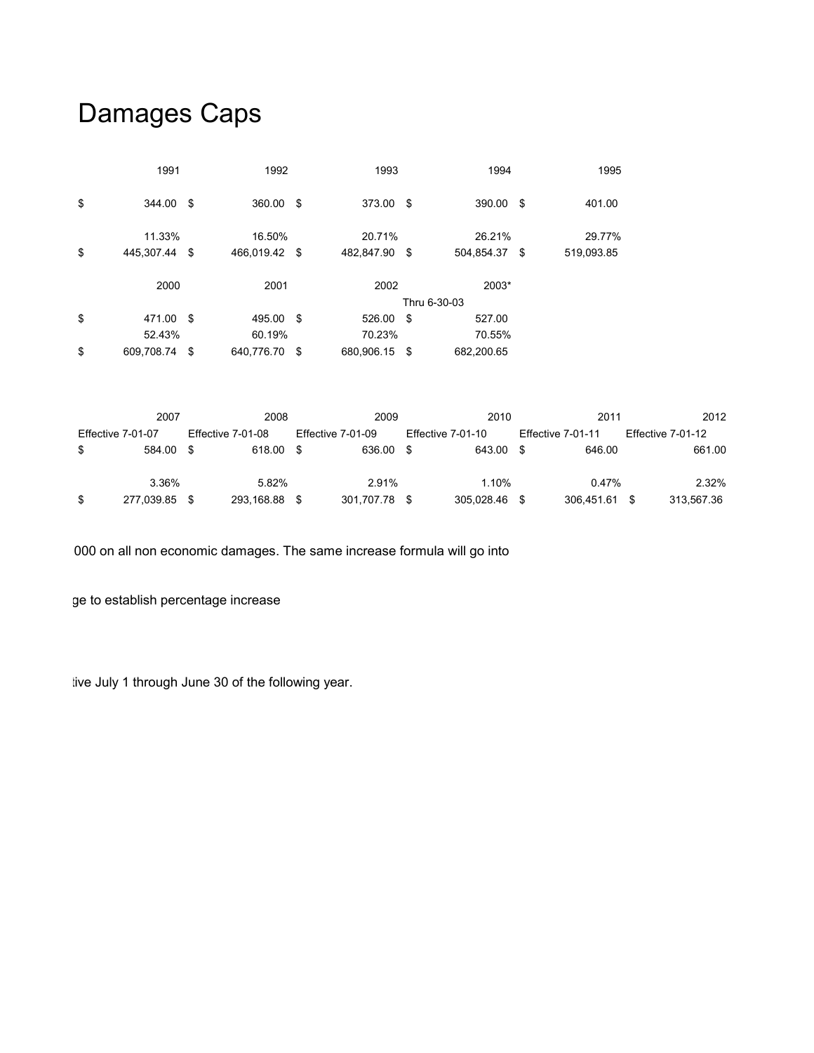# Damages Caps

| | | | | | | | | | |
|---|---|---|---|---|---|---|---|---|---|
| | 1991 | | 1992 | | 1993 | | 1994 | | 1995 |
| $ | 344.00 | $ | 360.00 | $ | 373.00 | $ | 390.00 | $ | 401.00 |
| | 11.33% | | 16.50% | | 20.71% | | 26.21% | | 29.77% |
| $ | 445,307.44 | $ | 466,019.42 | $ | 482,847.90 | $ | 504,854.37 | $ | 519,093.85 |

| | | | | | | | |
|---|---|---|---|---|---|---|---|
| | 2000 | | 2001 | | 2002 | | 2003* |
| | | | | | | Thru 6-30-03 | |
| $ | 471.00 | $ | 495.00 | $ | 526.00 | $ | 527.00 |
| | 52.43% | | 60.19% | | 70.23% | | 70.55% |
| $ | 609,708.74 | $ | 640,776.70 | $ | 680,906.15 | $ | 682,200.65 |

| | | | | | | | | | | |
|---|---|---|---|---|---|---|---|---|---|---|
| | 2007 | | 2008 | | 2009 | | 2010 | | 2011 | 2012 |
| Effective 7-01-07 | | Effective 7-01-08 | | Effective 7-01-09 | | Effective 7-01-10 | | Effective 7-01-11 | | Effective 7-01-12 |
| $ | 584.00 | $ | 618.00 | $ | 636.00 | $ | 643.00 | $ | 646.00 | 661.00 |
| | 3.36% | | 5.82% | | 2.91% | | 1.10% | | 0.47% | 2.32% |
| $ | 277,039.85 | $ | 293,168.88 | $ | 301,707.78 | $ | 305,028.46 | $ | 306,451.61 | $ 313,567.36 |

000 on all non economic damages. The same increase formula will go into

ge to establish percentage increase

tive July 1 through June 30 of the following year.